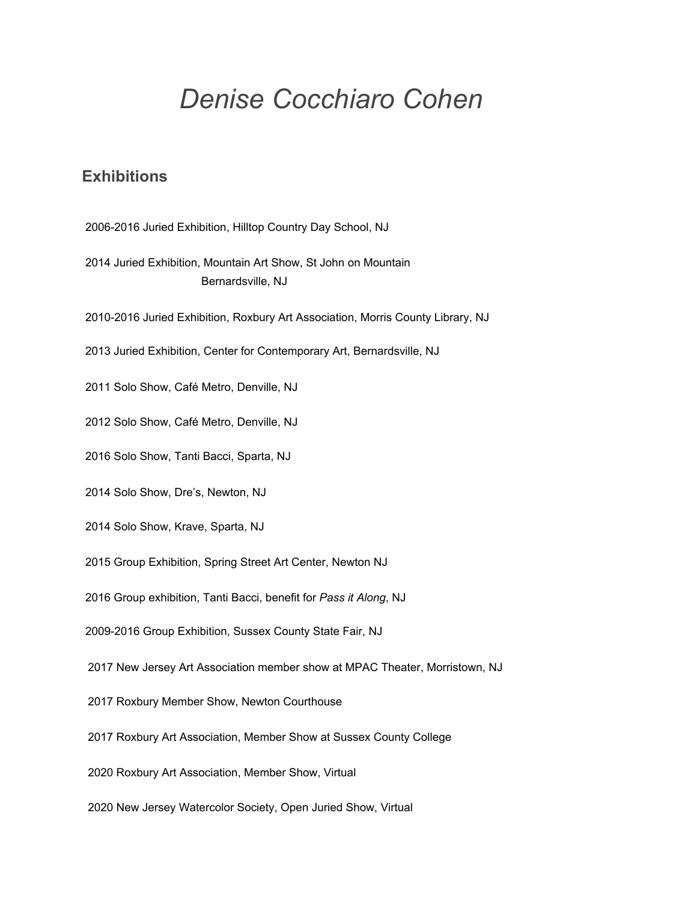# *Denise Cocchiaro Cohen*

## Exhibitions

2006-2016 Juried Exhibition, Hilltop Country Day School, NJ

2014 Juried Exhibition, Mountain Art Show, St John on Mountain
Bernardsville, NJ

2010-2016 Juried Exhibition, Roxbury Art Association, Morris County Library, NJ

2013 Juried Exhibition, Center for Contemporary Art, Bernardsville, NJ

2011 Solo Show, Café Metro, Denville, NJ

2012 Solo Show, Café Metro, Denville, NJ

2016 Solo Show, Tanti Bacci, Sparta, NJ

2014 Solo Show, Dre's, Newton, NJ

2014 Solo Show, Krave, Sparta, NJ

2015 Group Exhibition, Spring Street Art Center, Newton NJ

2016 Group exhibition, Tanti Bacci, benefit for *Pass it Along*, NJ

2009-2016 Group Exhibition, Sussex County State Fair, NJ

2017 New Jersey Art Association member show at MPAC Theater, Morristown, NJ

2017 Roxbury Member Show, Newton Courthouse

2017 Roxbury Art Association, Member Show at Sussex County College

2020 Roxbury Art Association, Member Show, Virtual

2020 New Jersey Watercolor Society, Open Juried Show, Virtual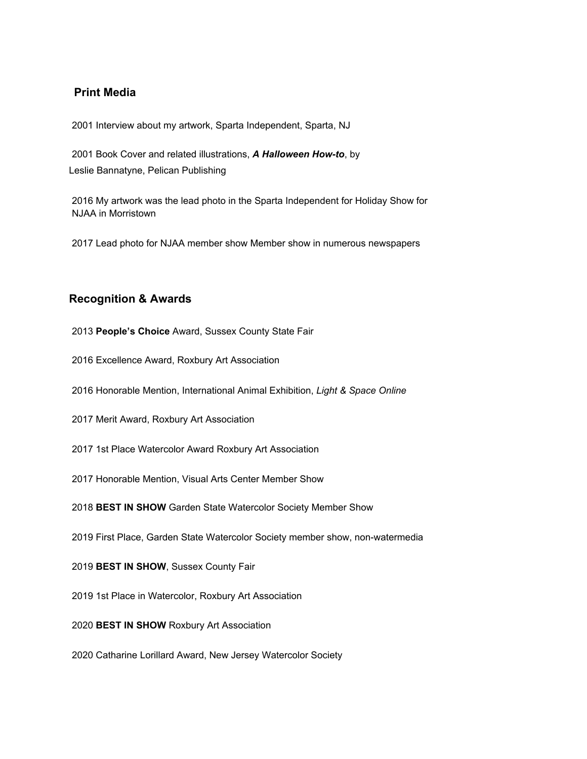## Print Media

2001 Interview about my artwork, Sparta Independent, Sparta, NJ

2001 Book Cover and related illustrations, ***A Halloween How-to***, by Leslie Bannatyne, Pelican Publishing

2016 My artwork was the lead photo in the Sparta Independent for Holiday Show for NJAA in Morristown

2017 Lead photo for NJAA member show Member show in numerous newspapers

## Recognition & Awards

2013 **People's Choice** Award, Sussex County State Fair

2016 Excellence Award, Roxbury Art Association

2016 Honorable Mention, International Animal Exhibition, *Light & Space Online*

2017 Merit Award, Roxbury Art Association

2017 1st Place Watercolor Award Roxbury Art Association

2017 Honorable Mention, Visual Arts Center Member Show

2018 **BEST IN SHOW** Garden State Watercolor Society Member Show

2019 First Place, Garden State Watercolor Society member show, non-watermedia

2019 **BEST IN SHOW**, Sussex County Fair

2019 1st Place in Watercolor, Roxbury Art Association

2020 **BEST IN SHOW** Roxbury Art Association

2020 Catharine Lorillard Award, New Jersey Watercolor Society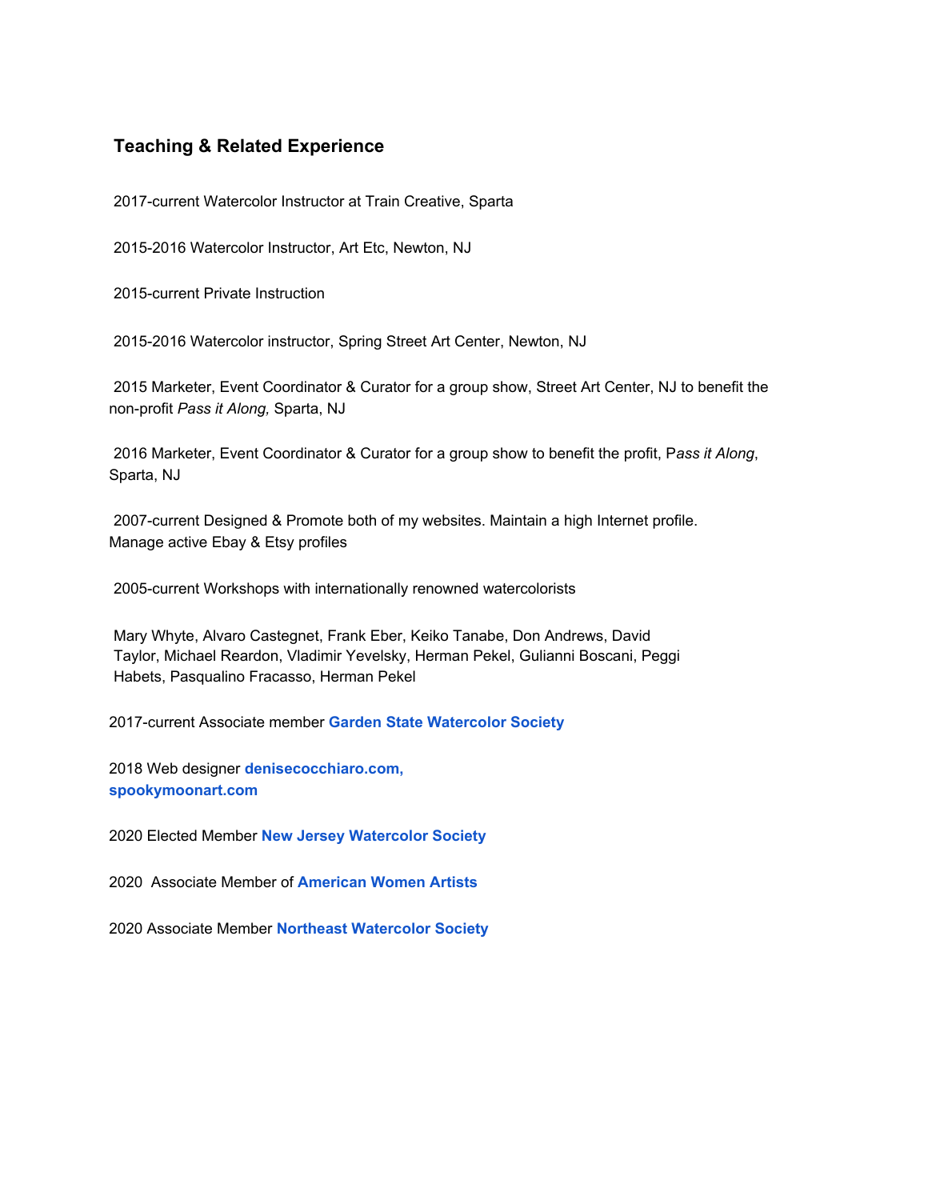## Teaching & Related Experience

2017-current Watercolor Instructor at Train Creative, Sparta

2015-2016 Watercolor Instructor, Art Etc, Newton, NJ

2015-current Private Instruction

2015-2016 Watercolor instructor, Spring Street Art Center, Newton, NJ

2015 Marketer, Event Coordinator & Curator for a group show, Street Art Center, NJ to benefit the non-profit *Pass it Along,* Sparta, NJ

2016 Marketer, Event Coordinator & Curator for a group show to benefit the profit, P*ass it Along*, Sparta, NJ

2007-current Designed & Promote both of my websites. Maintain a high Internet profile. Manage active Ebay & Etsy profiles

2005-current Workshops with internationally renowned watercolorists

Mary Whyte, Alvaro Castegnet, Frank Eber, Keiko Tanabe, Don Andrews, David Taylor, Michael Reardon, Vladimir Yevelsky, Herman Pekel, Gulianni Boscani, Peggi Habets, Pasqualino Fracasso, Herman Pekel

2017-current Associate member **Garden State Watercolor Society**

2018 Web designer **denisecocchiaro.com, spookymoonart.com**

2020 Elected Member **New Jersey Watercolor Society**

2020 Associate Member of **American Women Artists**

2020 Associate Member **Northeast Watercolor Society**